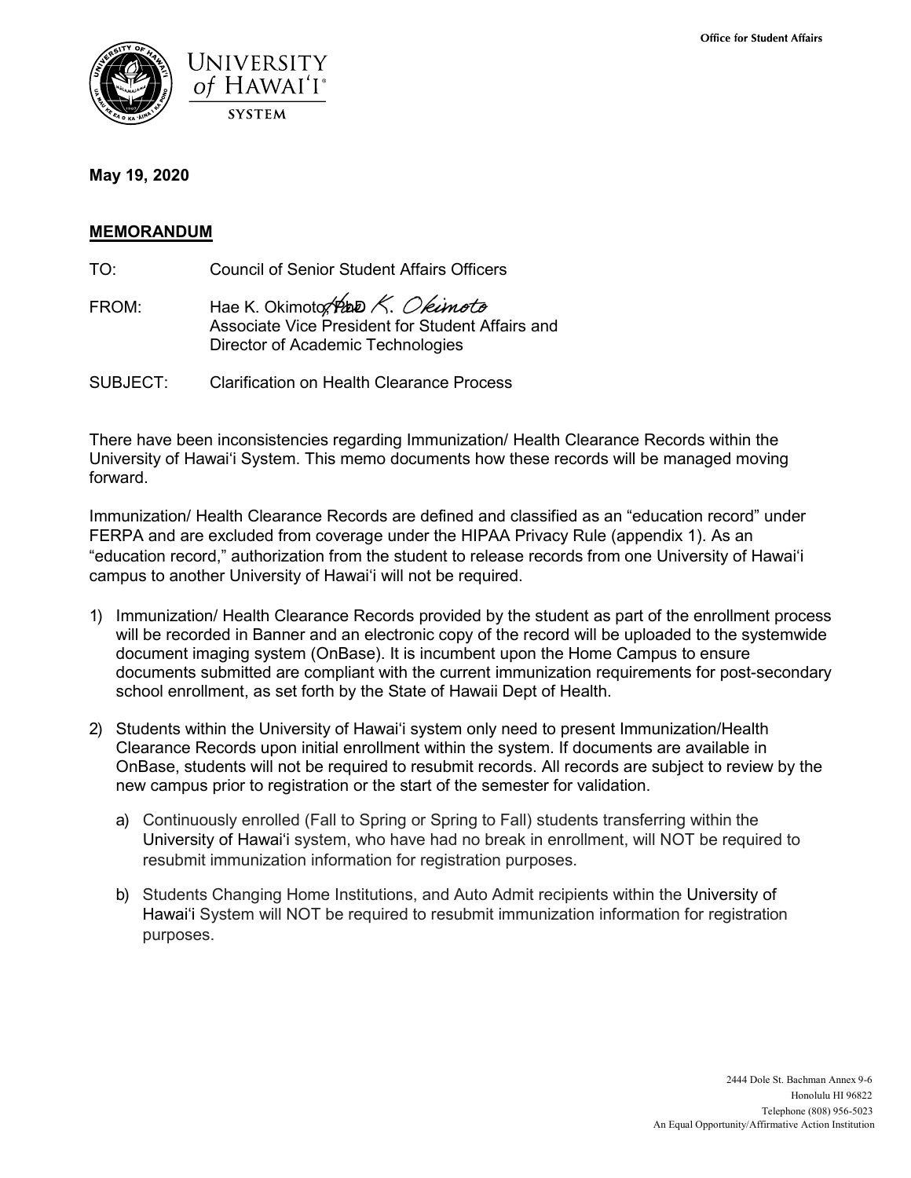Office for Student Affairs

UNIVERSITY of HAWAIʻI SYSTEM

**May 19, 2020**

**MEMORANDUM**

TO: Council of Senior Student Affairs Officers

FROM: Hae K. Okimoto, PhD
Associate Vice President for Student Affairs and
Director of Academic Technologies

SUBJECT: Clarification on Health Clearance Process

There have been inconsistencies regarding Immunization/ Health Clearance Records within the University of Hawaiʻi System. This memo documents how these records will be managed moving forward.

Immunization/ Health Clearance Records are defined and classified as an "education record" under FERPA and are excluded from coverage under the HIPAA Privacy Rule (appendix 1). As an "education record," authorization from the student to release records from one University of Hawaiʻi campus to another University of Hawaiʻi will not be required.

1) Immunization/ Health Clearance Records provided by the student as part of the enrollment process will be recorded in Banner and an electronic copy of the record will be uploaded to the systemwide document imaging system (OnBase). It is incumbent upon the Home Campus to ensure documents submitted are compliant with the current immunization requirements for post-secondary school enrollment, as set forth by the State of Hawaii Dept of Health.

2) Students within the University of Hawaiʻi system only need to present Immunization/Health Clearance Records upon initial enrollment within the system. If documents are available in OnBase, students will not be required to resubmit records. All records are subject to review by the new campus prior to registration or the start of the semester for validation.

    a) Continuously enrolled (Fall to Spring or Spring to Fall) students transferring within the University of Hawaiʻi system, who have had no break in enrollment, will NOT be required to resubmit immunization information for registration purposes.

    b) Students Changing Home Institutions, and Auto Admit recipients within the University of Hawaiʻi System will NOT be required to resubmit immunization information for registration purposes.

2444 Dole St. Bachman Annex 9-6
Honolulu HI 96822
Telephone (808) 956-5023
An Equal Opportunity/Affirmative Action Institution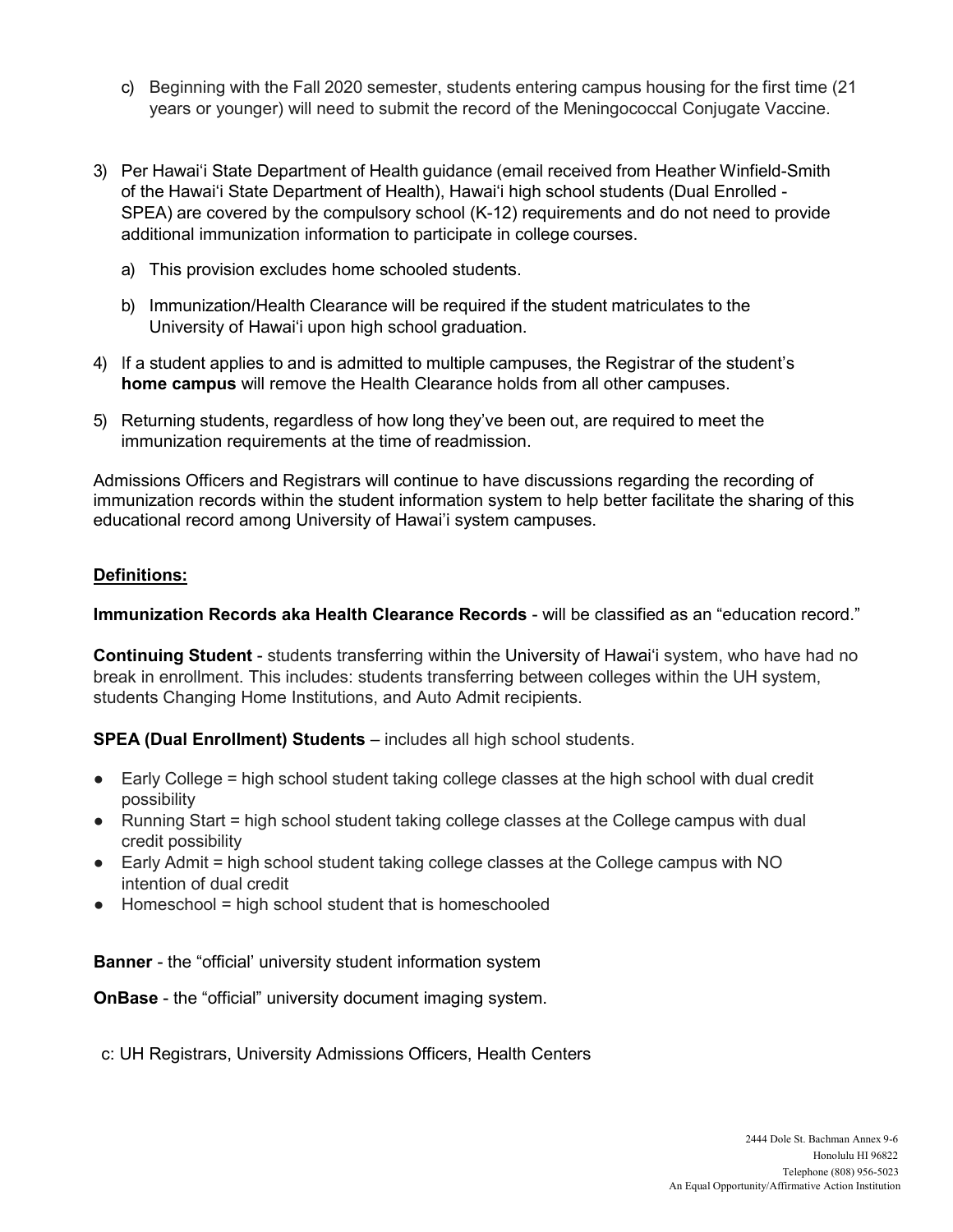c) Beginning with the Fall 2020 semester, students entering campus housing for the first time (21 years or younger) will need to submit the record of the Meningococcal Conjugate Vaccine.

3) Per Hawai'i State Department of Health guidance (email received from Heather Winfield-Smith of the Hawai'i State Department of Health), Hawai'i high school students (Dual Enrolled - SPEA) are covered by the compulsory school (K-12) requirements and do not need to provide additional immunization information to participate in college courses.

   a) This provision excludes home schooled students.

   b) Immunization/Health Clearance will be required if the student matriculates to the University of Hawai'i upon high school graduation.

4) If a student applies to and is admitted to multiple campuses, the Registrar of the student's **home campus** will remove the Health Clearance holds from all other campuses.

5) Returning students, regardless of how long they've been out, are required to meet the immunization requirements at the time of readmission.

Admissions Officers and Registrars will continue to have discussions regarding the recording of immunization records within the student information system to help better facilitate the sharing of this educational record among University of Hawai'i system campuses.

**Definitions:**

**Immunization Records aka Health Clearance Records** - will be classified as an "education record."

**Continuing Student** - students transferring within the University of Hawai'i system, who have had no break in enrollment. This includes: students transferring between colleges within the UH system, students Changing Home Institutions, and Auto Admit recipients.

**SPEA (Dual Enrollment) Students** – includes all high school students.

- Early College = high school student taking college classes at the high school with dual credit possibility
- Running Start = high school student taking college classes at the College campus with dual credit possibility
- Early Admit = high school student taking college classes at the College campus with NO intention of dual credit
- Homeschool = high school student that is homeschooled

**Banner** - the "official' university student information system

**OnBase** - the "official" university document imaging system.

c: UH Registrars, University Admissions Officers, Health Centers

2444 Dole St. Bachman Annex 9-6
Honolulu HI 96822
Telephone (808) 956-5023
An Equal Opportunity/Affirmative Action Institution